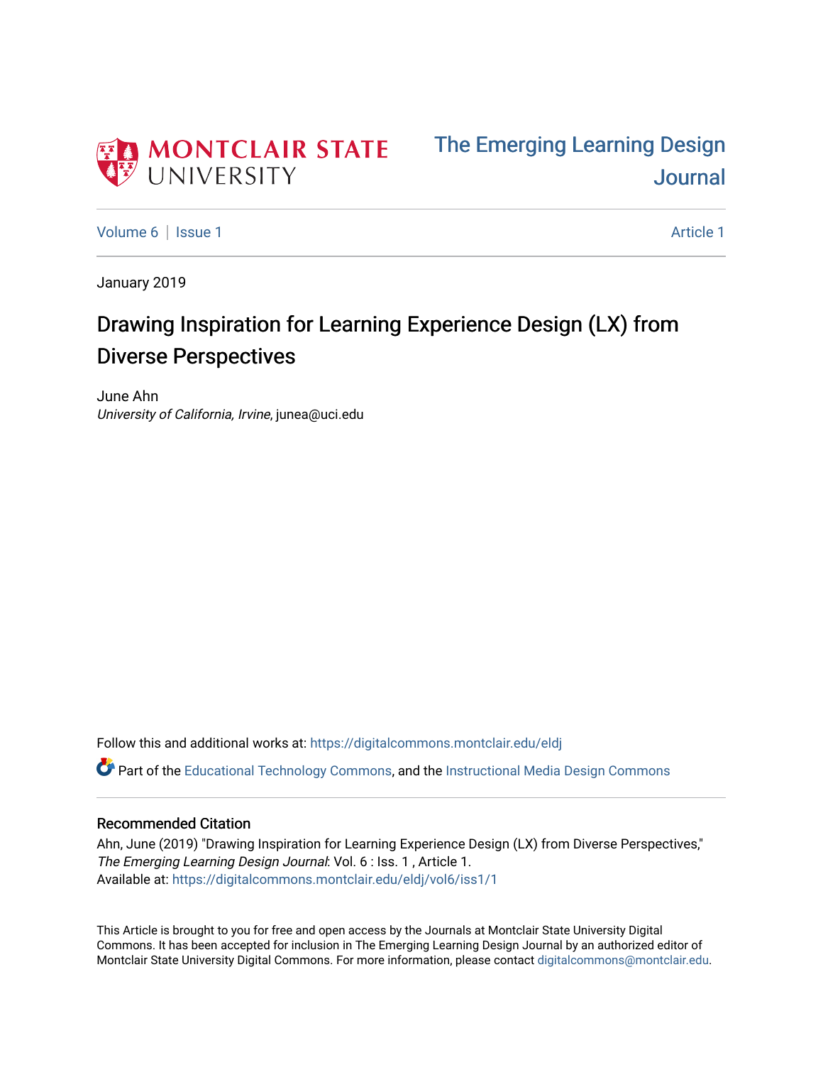MONTCLAIR STATE UNIVERSITY

The Emerging Learning Design Journal

Volume 6 | Issue 1 | Article 1

January 2019

# Drawing Inspiration for Learning Experience Design (LX) from Diverse Perspectives

June Ahn
*University of California, Irvine*, junea@uci.edu

Follow this and additional works at: https://digitalcommons.montclair.edu/eldj

Part of the Educational Technology Commons, and the Instructional Media Design Commons

## Recommended Citation

Ahn, June (2019) "Drawing Inspiration for Learning Experience Design (LX) from Diverse Perspectives," *The Emerging Learning Design Journal*: Vol. 6 : Iss. 1 , Article 1.
Available at: https://digitalcommons.montclair.edu/eldj/vol6/iss1/1

This Article is brought to you for free and open access by the Journals at Montclair State University Digital Commons. It has been accepted for inclusion in The Emerging Learning Design Journal by an authorized editor of Montclair State University Digital Commons. For more information, please contact digitalcommons@montclair.edu.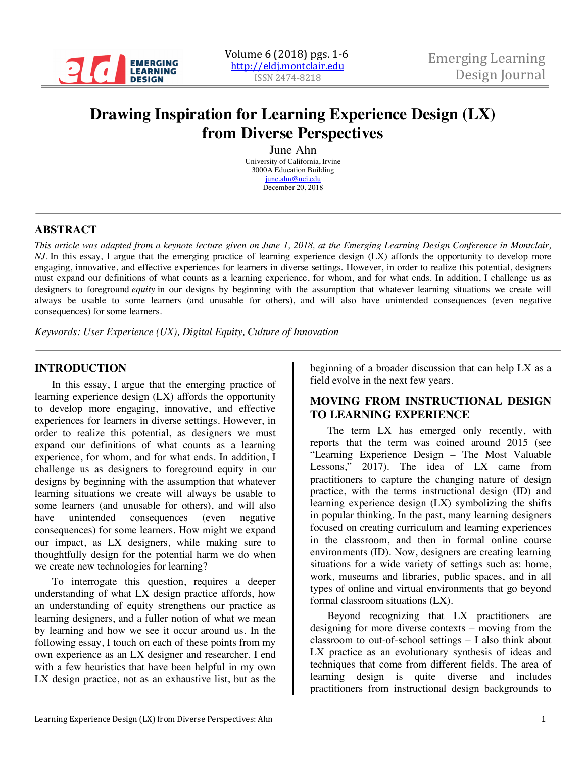# Drawing Inspiration for Learning Experience Design (LX) from Diverse Perspectives

June Ahn

University of California, Irvine
3000A Education Building
june.ahn@uci.edu
December 20, 2018

## ABSTRACT

*This article was adapted from a keynote lecture given on June 1, 2018, at the Emerging Learning Design Conference in Montclair, NJ.* In this essay, I argue that the emerging practice of learning experience design (LX) affords the opportunity to develop more engaging, innovative, and effective experiences for learners in diverse settings. However, in order to realize this potential, designers must expand our definitions of what counts as a learning experience, for whom, and for what ends. In addition, I challenge us as designers to foreground *equity* in our designs by beginning with the assumption that whatever learning situations we create will always be usable to some learners (and unusable for others), and will also have unintended consequences (even negative consequences) for some learners.

*Keywords: User Experience (UX), Digital Equity, Culture of Innovation*

## INTRODUCTION

In this essay, I argue that the emerging practice of learning experience design (LX) affords the opportunity to develop more engaging, innovative, and effective experiences for learners in diverse settings. However, in order to realize this potential, as designers we must expand our definitions of what counts as a learning experience, for whom, and for what ends. In addition, I challenge us as designers to foreground equity in our designs by beginning with the assumption that whatever learning situations we create will always be usable to some learners (and unusable for others), and will also have unintended consequences (even negative consequences) for some learners. How might we expand our impact, as LX designers, while making sure to thoughtfully design for the potential harm we do when we create new technologies for learning?

To interrogate this question, requires a deeper understanding of what LX design practice affords, how an understanding of equity strengthens our practice as learning designers, and a fuller notion of what we mean by learning and how we see it occur around us. In the following essay, I touch on each of these points from my own experience as an LX designer and researcher. I end with a few heuristics that have been helpful in my own LX design practice, not as an exhaustive list, but as the beginning of a broader discussion that can help LX as a field evolve in the next few years.

## MOVING FROM INSTRUCTIONAL DESIGN TO LEARNING EXPERIENCE

The term LX has emerged only recently, with reports that the term was coined around 2015 (see "Learning Experience Design – The Most Valuable Lessons," 2017). The idea of LX came from practitioners to capture the changing nature of design practice, with the terms instructional design (ID) and learning experience design (LX) symbolizing the shifts in popular thinking. In the past, many learning designers focused on creating curriculum and learning experiences in the classroom, and then in formal online course environments (ID). Now, designers are creating learning situations for a wide variety of settings such as: home, work, museums and libraries, public spaces, and in all types of online and virtual environments that go beyond formal classroom situations (LX).

Beyond recognizing that LX practitioners are designing for more diverse contexts – moving from the classroom to out-of-school settings – I also think about LX practice as an evolutionary synthesis of ideas and techniques that come from different fields. The area of learning design is quite diverse and includes practitioners from instructional design backgrounds to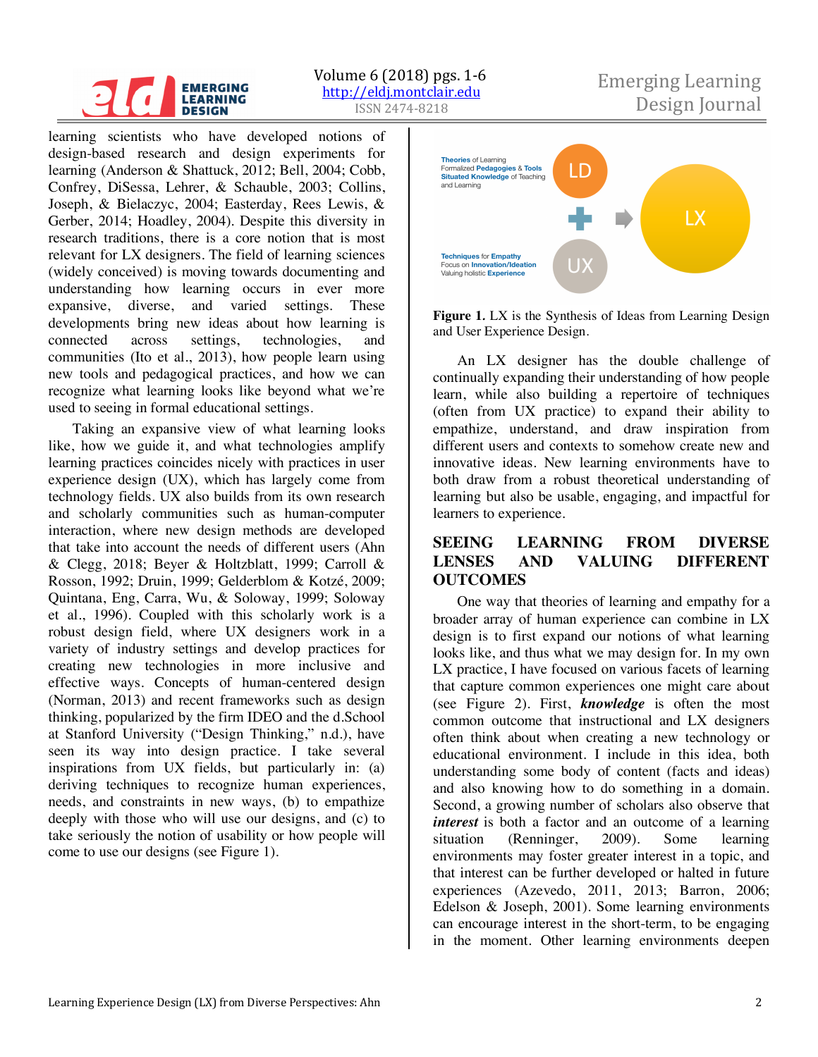learning scientists who have developed notions of design-based research and design experiments for learning (Anderson & Shattuck, 2012; Bell, 2004; Cobb, Confrey, DiSessa, Lehrer, & Schauble, 2003; Collins, Joseph, & Bielaczyc, 2004; Easterday, Rees Lewis, & Gerber, 2014; Hoadley, 2004). Despite this diversity in research traditions, there is a core notion that is most relevant for LX designers. The field of learning sciences (widely conceived) is moving towards documenting and understanding how learning occurs in ever more expansive, diverse, and varied settings. These developments bring new ideas about how learning is connected across settings, technologies, and communities (Ito et al., 2013), how people learn using new tools and pedagogical practices, and how we can recognize what learning looks like beyond what we're used to seeing in formal educational settings.

Taking an expansive view of what learning looks like, how we guide it, and what technologies amplify learning practices coincides nicely with practices in user experience design (UX), which has largely come from technology fields. UX also builds from its own research and scholarly communities such as human-computer interaction, where new design methods are developed that take into account the needs of different users (Ahn & Clegg, 2018; Beyer & Holtzblatt, 1999; Carroll & Rosson, 1992; Druin, 1999; Gelderblom & Kotzé, 2009; Quintana, Eng, Carra, Wu, & Soloway, 1999; Soloway et al., 1996). Coupled with this scholarly work is a robust design field, where UX designers work in a variety of industry settings and develop practices for creating new technologies in more inclusive and effective ways. Concepts of human-centered design (Norman, 2013) and recent frameworks such as design thinking, popularized by the firm IDEO and the d.School at Stanford University ("Design Thinking," n.d.), have seen its way into design practice. I take several inspirations from UX fields, but particularly in: (a) deriving techniques to recognize human experiences, needs, and constraints in new ways, (b) to empathize deeply with those who will use our designs, and (c) to take seriously the notion of usability or how people will come to use our designs (see Figure 1).

**Theories** of Learning
Formalized **Pedagogies** & **Tools**
**Situated Knowledge** of Teaching and Learning

LD + UX → LX

**Techniques** for **Empathy**
Focus on **Innovation/Ideation**
Valuing holistic **Experience**

**Figure 1.** LX is the Synthesis of Ideas from Learning Design and User Experience Design.

An LX designer has the double challenge of continually expanding their understanding of how people learn, while also building a repertoire of techniques (often from UX practice) to expand their ability to empathize, understand, and draw inspiration from different users and contexts to somehow create new and innovative ideas. New learning environments have to both draw from a robust theoretical understanding of learning but also be usable, engaging, and impactful for learners to experience.

## SEEING LEARNING FROM DIVERSE LENSES AND VALUING DIFFERENT OUTCOMES

One way that theories of learning and empathy for a broader array of human experience can combine in LX design is to first expand our notions of what learning looks like, and thus what we may design for. In my own LX practice, I have focused on various facets of learning that capture common experiences one might care about (see Figure 2). First, ***knowledge*** is often the most common outcome that instructional and LX designers often think about when creating a new technology or educational environment. I include in this idea, both understanding some body of content (facts and ideas) and also knowing how to do something in a domain. Second, a growing number of scholars also observe that ***interest*** is both a factor and an outcome of a learning situation (Renninger, 2009). Some learning environments may foster greater interest in a topic, and that interest can be further developed or halted in future experiences (Azevedo, 2011, 2013; Barron, 2006; Edelson & Joseph, 2001). Some learning environments can encourage interest in the short-term, to be engaging in the moment. Other learning environments deepen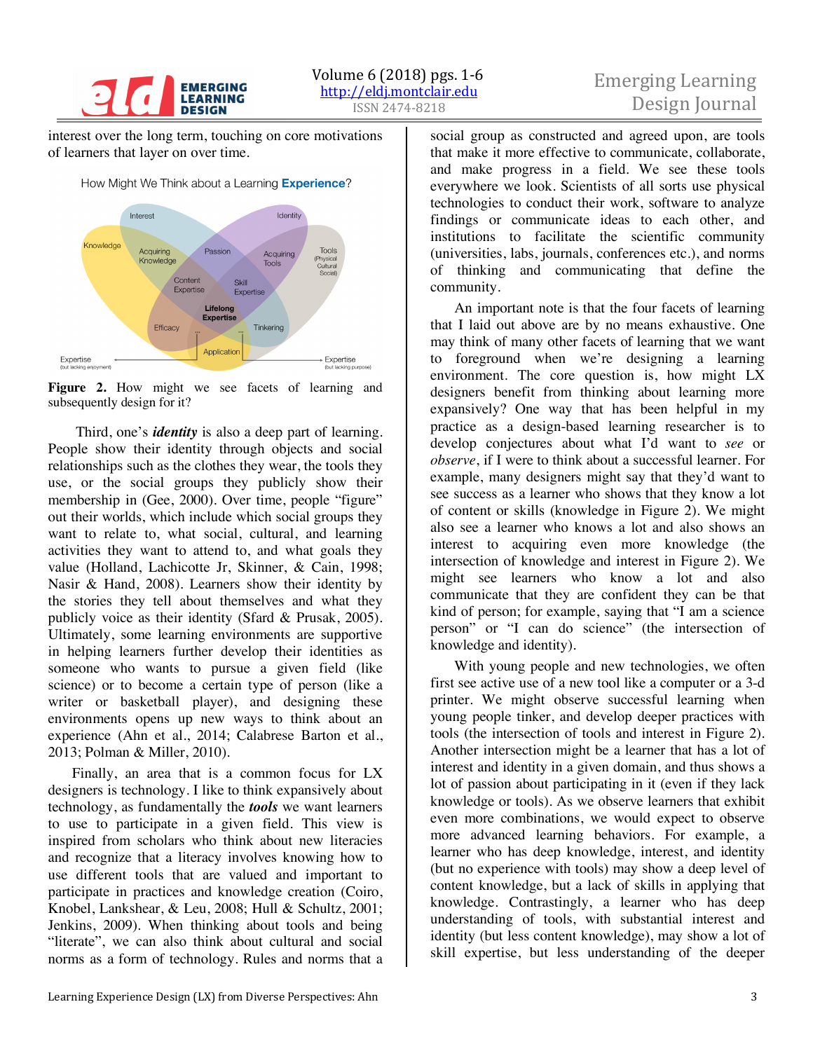interest over the long term, touching on core motivations of learners that layer on over time.

How Might We Think about a Learning **Experience**?

Interest, Identity, Knowledge, Acquiring Knowledge, Passion, Acquiring Tools, Tools (Physical Cultural Social), Content Expertise, Skill Expertise, Lifelong Expertise, Efficacy, Tinkering, Application, Expertise (but lacking enjoyment), Expertise (but lacking purpose)

**Figure 2.** How might we see facets of learning and subsequently design for it?

Third, one's ***identity*** is also a deep part of learning. People show their identity through objects and social relationships such as the clothes they wear, the tools they use, or the social groups they publicly show their membership in (Gee, 2000). Over time, people "figure" out their worlds, which include which social groups they want to relate to, what social, cultural, and learning activities they want to attend to, and what goals they value (Holland, Lachicotte Jr, Skinner, & Cain, 1998; Nasir & Hand, 2008). Learners show their identity by the stories they tell about themselves and what they publicly voice as their identity (Sfard & Prusak, 2005). Ultimately, some learning environments are supportive in helping learners further develop their identities as someone who wants to pursue a given field (like science) or to become a certain type of person (like a writer or basketball player), and designing these environments opens up new ways to think about an experience (Ahn et al., 2014; Calabrese Barton et al., 2013; Polman & Miller, 2010).

Finally, an area that is a common focus for LX designers is technology. I like to think expansively about technology, as fundamentally the ***tools*** we want learners to use to participate in a given field. This view is inspired from scholars who think about new literacies and recognize that a literacy involves knowing how to use different tools that are valued and important to participate in practices and knowledge creation (Coiro, Knobel, Lankshear, & Leu, 2008; Hull & Schultz, 2001; Jenkins, 2009). When thinking about tools and being "literate", we can also think about cultural and social norms as a form of technology. Rules and norms that a social group as constructed and agreed upon, are tools that make it more effective to communicate, collaborate, and make progress in a field. We see these tools everywhere we look. Scientists of all sorts use physical technologies to conduct their work, software to analyze findings or communicate ideas to each other, and institutions to facilitate the scientific community (universities, labs, journals, conferences etc.), and norms of thinking and communicating that define the community.

An important note is that the four facets of learning that I laid out above are by no means exhaustive. One may think of many other facets of learning that we want to foreground when we're designing a learning environment. The core question is, how might LX designers benefit from thinking about learning more expansively? One way that has been helpful in my practice as a design-based learning researcher is to develop conjectures about what I'd want to *see* or *observe*, if I were to think about a successful learner. For example, many designers might say that they'd want to see success as a learner who shows that they know a lot of content or skills (knowledge in Figure 2). We might also see a learner who knows a lot and also shows an interest to acquiring even more knowledge (the intersection of knowledge and interest in Figure 2). We might see learners who know a lot and also communicate that they are confident they can be that kind of person; for example, saying that "I am a science person" or "I can do science" (the intersection of knowledge and identity).

With young people and new technologies, we often first see active use of a new tool like a computer or a 3-d printer. We might observe successful learning when young people tinker, and develop deeper practices with tools (the intersection of tools and interest in Figure 2). Another intersection might be a learner that has a lot of interest and identity in a given domain, and thus shows a lot of passion about participating in it (even if they lack knowledge or tools). As we observe learners that exhibit even more combinations, we would expect to observe more advanced learning behaviors. For example, a learner who has deep knowledge, interest, and identity (but no experience with tools) may show a deep level of content knowledge, but a lack of skills in applying that knowledge. Contrastingly, a learner who has deep understanding of tools, with substantial interest and identity (but less content knowledge), may show a lot of skill expertise, but less understanding of the deeper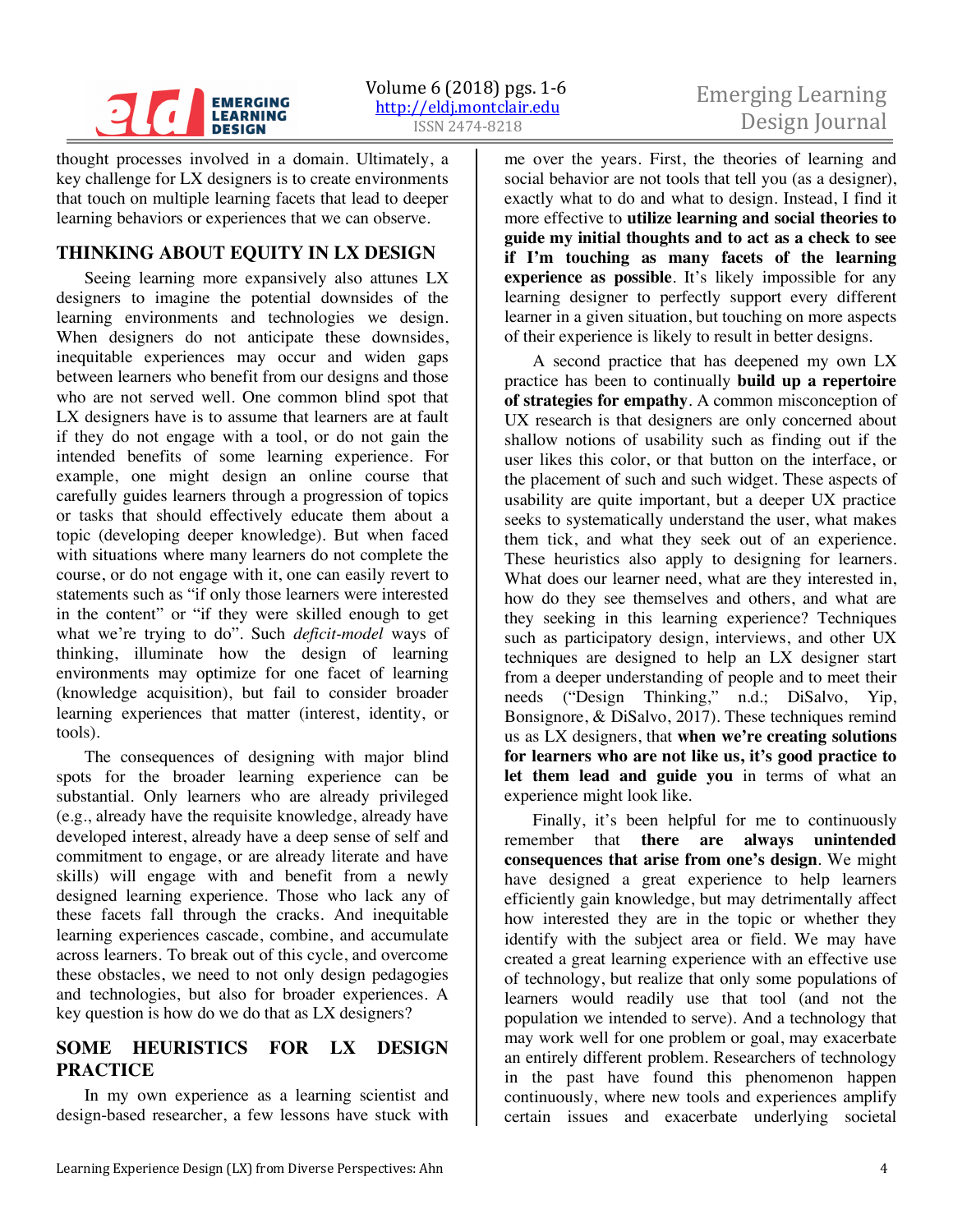thought processes involved in a domain. Ultimately, a key challenge for LX designers is to create environments that touch on multiple learning facets that lead to deeper learning behaviors or experiences that we can observe.

## THINKING ABOUT EQUITY IN LX DESIGN

Seeing learning more expansively also attunes LX designers to imagine the potential downsides of the learning environments and technologies we design. When designers do not anticipate these downsides, inequitable experiences may occur and widen gaps between learners who benefit from our designs and those who are not served well. One common blind spot that LX designers have is to assume that learners are at fault if they do not engage with a tool, or do not gain the intended benefits of some learning experience. For example, one might design an online course that carefully guides learners through a progression of topics or tasks that should effectively educate them about a topic (developing deeper knowledge). But when faced with situations where many learners do not complete the course, or do not engage with it, one can easily revert to statements such as "if only those learners were interested in the content" or "if they were skilled enough to get what we're trying to do". Such *deficit-model* ways of thinking, illuminate how the design of learning environments may optimize for one facet of learning (knowledge acquisition), but fail to consider broader learning experiences that matter (interest, identity, or tools).

The consequences of designing with major blind spots for the broader learning experience can be substantial. Only learners who are already privileged (e.g., already have the requisite knowledge, already have developed interest, already have a deep sense of self and commitment to engage, or are already literate and have skills) will engage with and benefit from a newly designed learning experience. Those who lack any of these facets fall through the cracks. And inequitable learning experiences cascade, combine, and accumulate across learners. To break out of this cycle, and overcome these obstacles, we need to not only design pedagogies and technologies, but also for broader experiences. A key question is how do we do that as LX designers?

## SOME HEURISTICS FOR LX DESIGN PRACTICE

In my own experience as a learning scientist and design-based researcher, a few lessons have stuck with me over the years. First, the theories of learning and social behavior are not tools that tell you (as a designer), exactly what to do and what to design. Instead, I find it more effective to **utilize learning and social theories to guide my initial thoughts and to act as a check to see if I'm touching as many facets of the learning experience as possible**. It's likely impossible for any learning designer to perfectly support every different learner in a given situation, but touching on more aspects of their experience is likely to result in better designs.

A second practice that has deepened my own LX practice has been to continually **build up a repertoire of strategies for empathy**. A common misconception of UX research is that designers are only concerned about shallow notions of usability such as finding out if the user likes this color, or that button on the interface, or the placement of such and such widget. These aspects of usability are quite important, but a deeper UX practice seeks to systematically understand the user, what makes them tick, and what they seek out of an experience. These heuristics also apply to designing for learners. What does our learner need, what are they interested in, how do they see themselves and others, and what are they seeking in this learning experience? Techniques such as participatory design, interviews, and other UX techniques are designed to help an LX designer start from a deeper understanding of people and to meet their needs ("Design Thinking," n.d.; DiSalvo, Yip, Bonsignore, & DiSalvo, 2017). These techniques remind us as LX designers, that **when we're creating solutions for learners who are not like us, it's good practice to let them lead and guide you** in terms of what an experience might look like.

Finally, it's been helpful for me to continuously remember that **there are always unintended consequences that arise from one's design**. We might have designed a great experience to help learners efficiently gain knowledge, but may detrimentally affect how interested they are in the topic or whether they identify with the subject area or field. We may have created a great learning experience with an effective use of technology, but realize that only some populations of learners would readily use that tool (and not the population we intended to serve). And a technology that may work well for one problem or goal, may exacerbate an entirely different problem. Researchers of technology in the past have found this phenomenon happen continuously, where new tools and experiences amplify certain issues and exacerbate underlying societal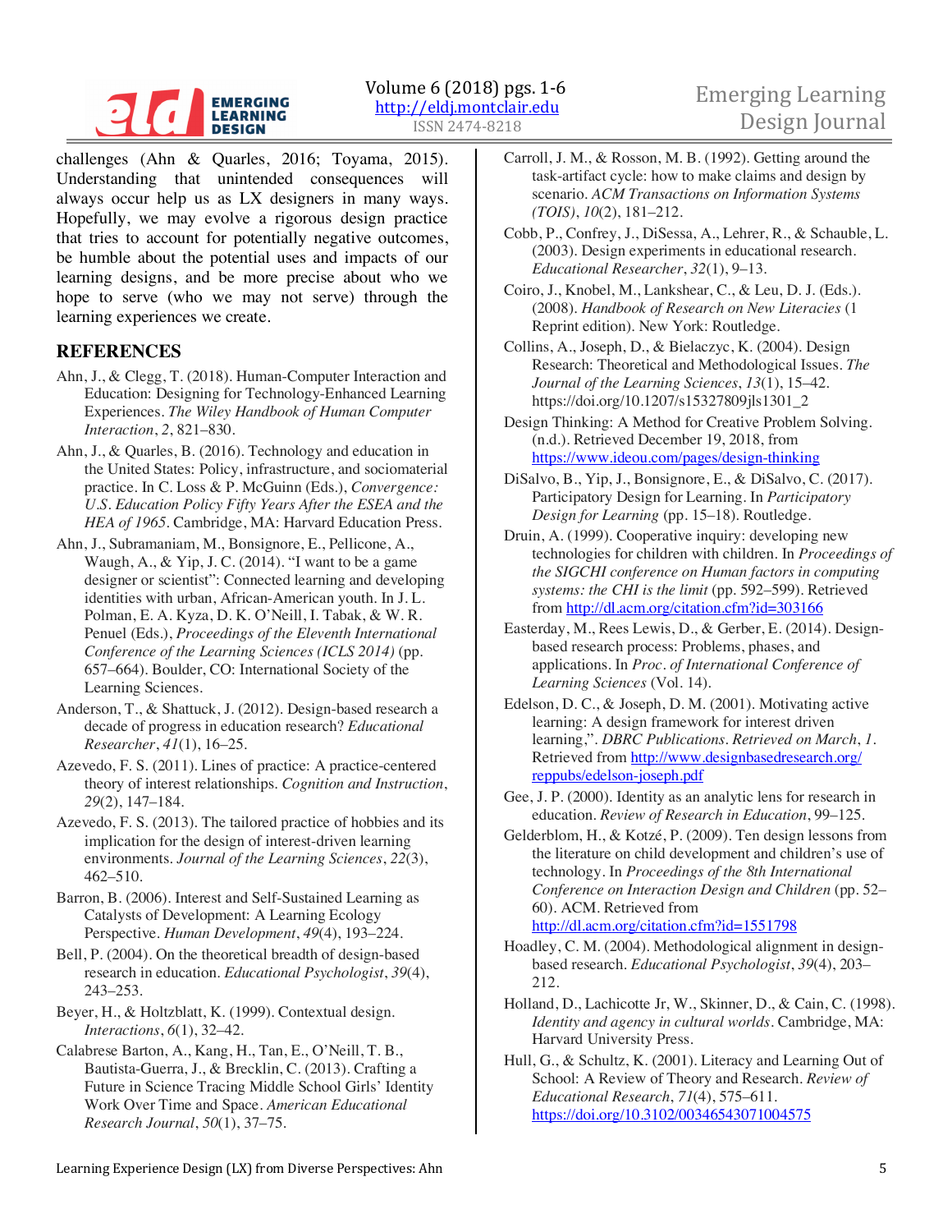challenges (Ahn & Quarles, 2016; Toyama, 2015). Understanding that unintended consequences will always occur help us as LX designers in many ways. Hopefully, we may evolve a rigorous design practice that tries to account for potentially negative outcomes, be humble about the potential uses and impacts of our learning designs, and be more precise about who we hope to serve (who we may not serve) through the learning experiences we create.

## REFERENCES

Ahn, J., & Clegg, T. (2018). Human-Computer Interaction and Education: Designing for Technology-Enhanced Learning Experiences. *The Wiley Handbook of Human Computer Interaction*, *2*, 821–830.

Ahn, J., & Quarles, B. (2016). Technology and education in the United States: Policy, infrastructure, and sociomaterial practice. In C. Loss & P. McGuinn (Eds.), *Convergence: U.S. Education Policy Fifty Years After the ESEA and the HEA of 1965*. Cambridge, MA: Harvard Education Press.

Ahn, J., Subramaniam, M., Bonsignore, E., Pellicone, A., Waugh, A., & Yip, J. C. (2014). "I want to be a game designer or scientist": Connected learning and developing identities with urban, African-American youth. In J. L. Polman, E. A. Kyza, D. K. O'Neill, I. Tabak, & W. R. Penuel (Eds.), *Proceedings of the Eleventh International Conference of the Learning Sciences (ICLS 2014)* (pp. 657–664). Boulder, CO: International Society of the Learning Sciences.

Anderson, T., & Shattuck, J. (2012). Design-based research a decade of progress in education research? *Educational Researcher*, *41*(1), 16–25.

Azevedo, F. S. (2011). Lines of practice: A practice-centered theory of interest relationships. *Cognition and Instruction*, *29*(2), 147–184.

Azevedo, F. S. (2013). The tailored practice of hobbies and its implication for the design of interest-driven learning environments. *Journal of the Learning Sciences*, *22*(3), 462–510.

Barron, B. (2006). Interest and Self-Sustained Learning as Catalysts of Development: A Learning Ecology Perspective. *Human Development*, *49*(4), 193–224.

Bell, P. (2004). On the theoretical breadth of design-based research in education. *Educational Psychologist*, *39*(4), 243–253.

Beyer, H., & Holtzblatt, K. (1999). Contextual design. *Interactions*, *6*(1), 32–42.

Calabrese Barton, A., Kang, H., Tan, E., O'Neill, T. B., Bautista-Guerra, J., & Brecklin, C. (2013). Crafting a Future in Science Tracing Middle School Girls' Identity Work Over Time and Space. *American Educational Research Journal*, *50*(1), 37–75.

Carroll, J. M., & Rosson, M. B. (1992). Getting around the task-artifact cycle: how to make claims and design by scenario. *ACM Transactions on Information Systems (TOIS)*, *10*(2), 181–212.

Cobb, P., Confrey, J., DiSessa, A., Lehrer, R., & Schauble, L. (2003). Design experiments in educational research. *Educational Researcher*, *32*(1), 9–13.

Coiro, J., Knobel, M., Lankshear, C., & Leu, D. J. (Eds.). (2008). *Handbook of Research on New Literacies* (1 Reprint edition). New York: Routledge.

Collins, A., Joseph, D., & Bielaczyc, K. (2004). Design Research: Theoretical and Methodological Issues. *The Journal of the Learning Sciences*, *13*(1), 15–42. https://doi.org/10.1207/s15327809jls1301_2

Design Thinking: A Method for Creative Problem Solving. (n.d.). Retrieved December 19, 2018, from https://www.ideou.com/pages/design-thinking

DiSalvo, B., Yip, J., Bonsignore, E., & DiSalvo, C. (2017). Participatory Design for Learning. In *Participatory Design for Learning* (pp. 15–18). Routledge.

Druin, A. (1999). Cooperative inquiry: developing new technologies for children with children. In *Proceedings of the SIGCHI conference on Human factors in computing systems: the CHI is the limit* (pp. 592–599). Retrieved from http://dl.acm.org/citation.cfm?id=303166

Easterday, M., Rees Lewis, D., & Gerber, E. (2014). Design-based research process: Problems, phases, and applications. In *Proc. of International Conference of Learning Sciences* (Vol. 14).

Edelson, D. C., & Joseph, D. M. (2001). Motivating active learning: A design framework for interest driven learning,". *DBRC Publications. Retrieved on March*, *1*. Retrieved from http://www.designbasedresearch.org/reppubs/edelson-joseph.pdf

Gee, J. P. (2000). Identity as an analytic lens for research in education. *Review of Research in Education*, 99–125.

Gelderblom, H., & Kotzé, P. (2009). Ten design lessons from the literature on child development and children's use of technology. In *Proceedings of the 8th International Conference on Interaction Design and Children* (pp. 52–60). ACM. Retrieved from http://dl.acm.org/citation.cfm?id=1551798

Hoadley, C. M. (2004). Methodological alignment in design-based research. *Educational Psychologist*, *39*(4), 203–212.

Holland, D., Lachicotte Jr, W., Skinner, D., & Cain, C. (1998). *Identity and agency in cultural worlds*. Cambridge, MA: Harvard University Press.

Hull, G., & Schultz, K. (2001). Literacy and Learning Out of School: A Review of Theory and Research. *Review of Educational Research*, *71*(4), 575–611. https://doi.org/10.3102/00346543071004575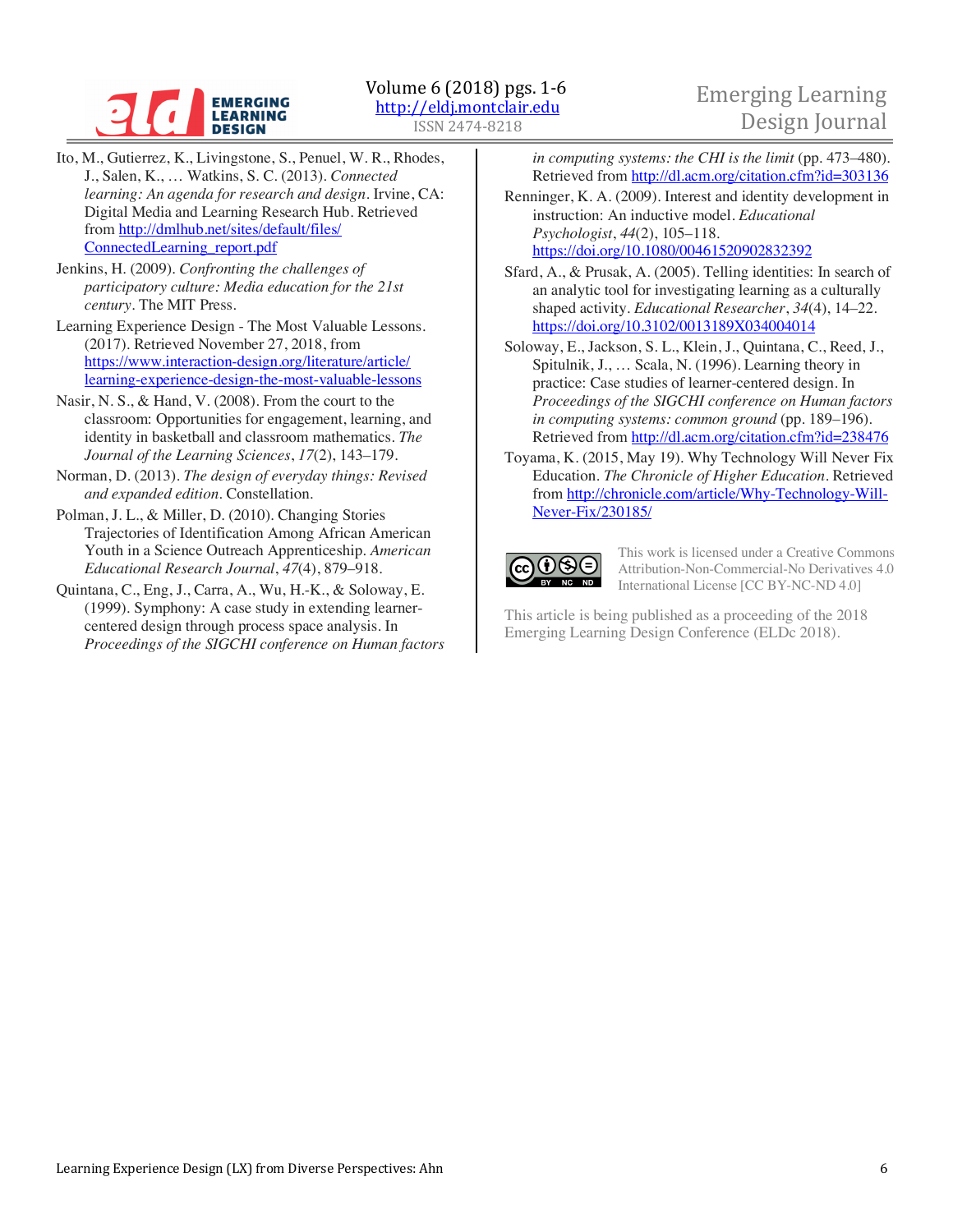Ito, M., Gutierrez, K., Livingstone, S., Penuel, W. R., Rhodes, J., Salen, K., … Watkins, S. C. (2013). *Connected learning: An agenda for research and design*. Irvine, CA: Digital Media and Learning Research Hub. Retrieved from http://dmlhub.net/sites/default/files/ConnectedLearning_report.pdf

Jenkins, H. (2009). *Confronting the challenges of participatory culture: Media education for the 21st century*. The MIT Press.

Learning Experience Design - The Most Valuable Lessons. (2017). Retrieved November 27, 2018, from https://www.interaction-design.org/literature/article/learning-experience-design-the-most-valuable-lessons

Nasir, N. S., & Hand, V. (2008). From the court to the classroom: Opportunities for engagement, learning, and identity in basketball and classroom mathematics. *The Journal of the Learning Sciences*, *17*(2), 143–179.

Norman, D. (2013). *The design of everyday things: Revised and expanded edition*. Constellation.

Polman, J. L., & Miller, D. (2010). Changing Stories Trajectories of Identification Among African American Youth in a Science Outreach Apprenticeship. *American Educational Research Journal*, *47*(4), 879–918.

Quintana, C., Eng, J., Carra, A., Wu, H.-K., & Soloway, E. (1999). Symphony: A case study in extending learner-centered design through process space analysis. In *Proceedings of the SIGCHI conference on Human factors in computing systems: the CHI is the limit* (pp. 473–480). Retrieved from http://dl.acm.org/citation.cfm?id=303136

Renninger, K. A. (2009). Interest and identity development in instruction: An inductive model. *Educational Psychologist*, *44*(2), 105–118. https://doi.org/10.1080/00461520902832392

Sfard, A., & Prusak, A. (2005). Telling identities: In search of an analytic tool for investigating learning as a culturally shaped activity. *Educational Researcher*, *34*(4), 14–22. https://doi.org/10.3102/0013189X034004014

Soloway, E., Jackson, S. L., Klein, J., Quintana, C., Reed, J., Spitulnik, J., … Scala, N. (1996). Learning theory in practice: Case studies of learner-centered design. In *Proceedings of the SIGCHI conference on Human factors in computing systems: common ground* (pp. 189–196). Retrieved from http://dl.acm.org/citation.cfm?id=238476

Toyama, K. (2015, May 19). Why Technology Will Never Fix Education. *The Chronicle of Higher Education*. Retrieved from http://chronicle.com/article/Why-Technology-Will-Never-Fix/230185/

This work is licensed under a Creative Commons Attribution-Non-Commercial-No Derivatives 4.0 International License [CC BY-NC-ND 4.0]

This article is being published as a proceeding of the 2018 Emerging Learning Design Conference (ELDc 2018).